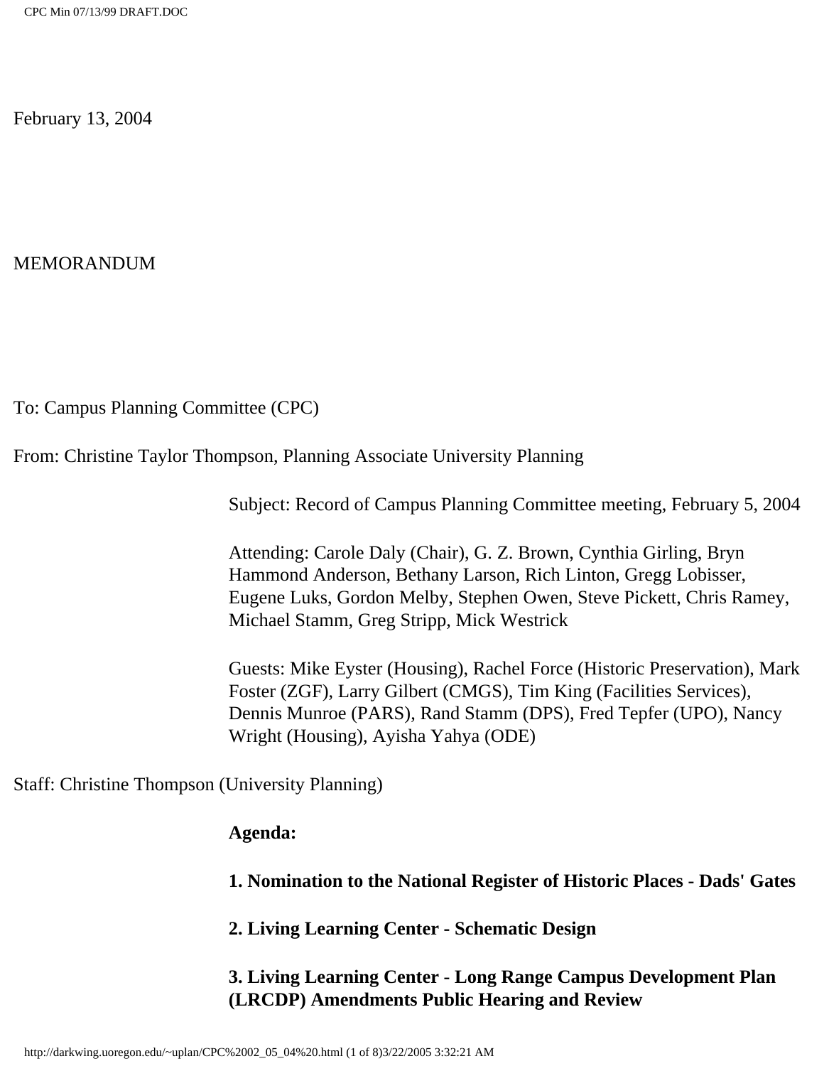February 13, 2004

MEMORANDUM

To: Campus Planning Committee (CPC)

From: Christine Taylor Thompson, Planning Associate University Planning

Subject: Record of Campus Planning Committee meeting, February 5, 2004

Attending: Carole Daly (Chair), G. Z. Brown, Cynthia Girling, Bryn Hammond Anderson, Bethany Larson, Rich Linton, Gregg Lobisser, Eugene Luks, Gordon Melby, Stephen Owen, Steve Pickett, Chris Ramey, Michael Stamm, Greg Stripp, Mick Westrick

Guests: Mike Eyster (Housing), Rachel Force (Historic Preservation), Mark Foster (ZGF), Larry Gilbert (CMGS), Tim King (Facilities Services), Dennis Munroe (PARS), Rand Stamm (DPS), Fred Tepfer (UPO), Nancy Wright (Housing), Ayisha Yahya (ODE)

Staff: Christine Thompson (University Planning)

**Agenda:**

**1. Nomination to the National Register of Historic Places - Dads' Gates**

**2. Living Learning Center - Schematic Design**

**3. Living Learning Center - Long Range Campus Development Plan (LRCDP) Amendments Public Hearing and Review**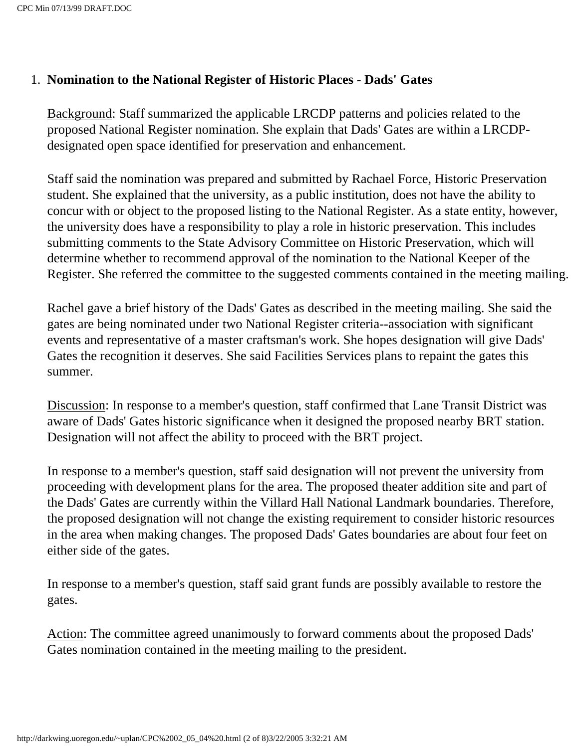1. **Nomination to the National Register of Historic Places - Dads' Gates**

   Background: Staff summarized the applicable LRCDP patterns and policies related to the proposed National Register nomination. She explain that Dads' Gates are within a LRCDP-designated open space identified for preservation and enhancement.

   Staff said the nomination was prepared and submitted by Rachael Force, Historic Preservation student. She explained that the university, as a public institution, does not have the ability to concur with or object to the proposed listing to the National Register. As a state entity, however, the university does have a responsibility to play a role in historic preservation. This includes submitting comments to the State Advisory Committee on Historic Preservation, which will determine whether to recommend approval of the nomination to the National Keeper of the Register. She referred the committee to the suggested comments contained in the meeting mailing.

   Rachel gave a brief history of the Dads' Gates as described in the meeting mailing. She said the gates are being nominated under two National Register criteria--association with significant events and representative of a master craftsman's work. She hopes designation will give Dads' Gates the recognition it deserves. She said Facilities Services plans to repaint the gates this summer.

   Discussion: In response to a member's question, staff confirmed that Lane Transit District was aware of Dads' Gates historic significance when it designed the proposed nearby BRT station. Designation will not affect the ability to proceed with the BRT project.

   In response to a member's question, staff said designation will not prevent the university from proceeding with development plans for the area. The proposed theater addition site and part of the Dads' Gates are currently within the Villard Hall National Landmark boundaries. Therefore, the proposed designation will not change the existing requirement to consider historic resources in the area when making changes. The proposed Dads' Gates boundaries are about four feet on either side of the gates.

   In response to a member's question, staff said grant funds are possibly available to restore the gates.

   Action: The committee agreed unanimously to forward comments about the proposed Dads' Gates nomination contained in the meeting mailing to the president.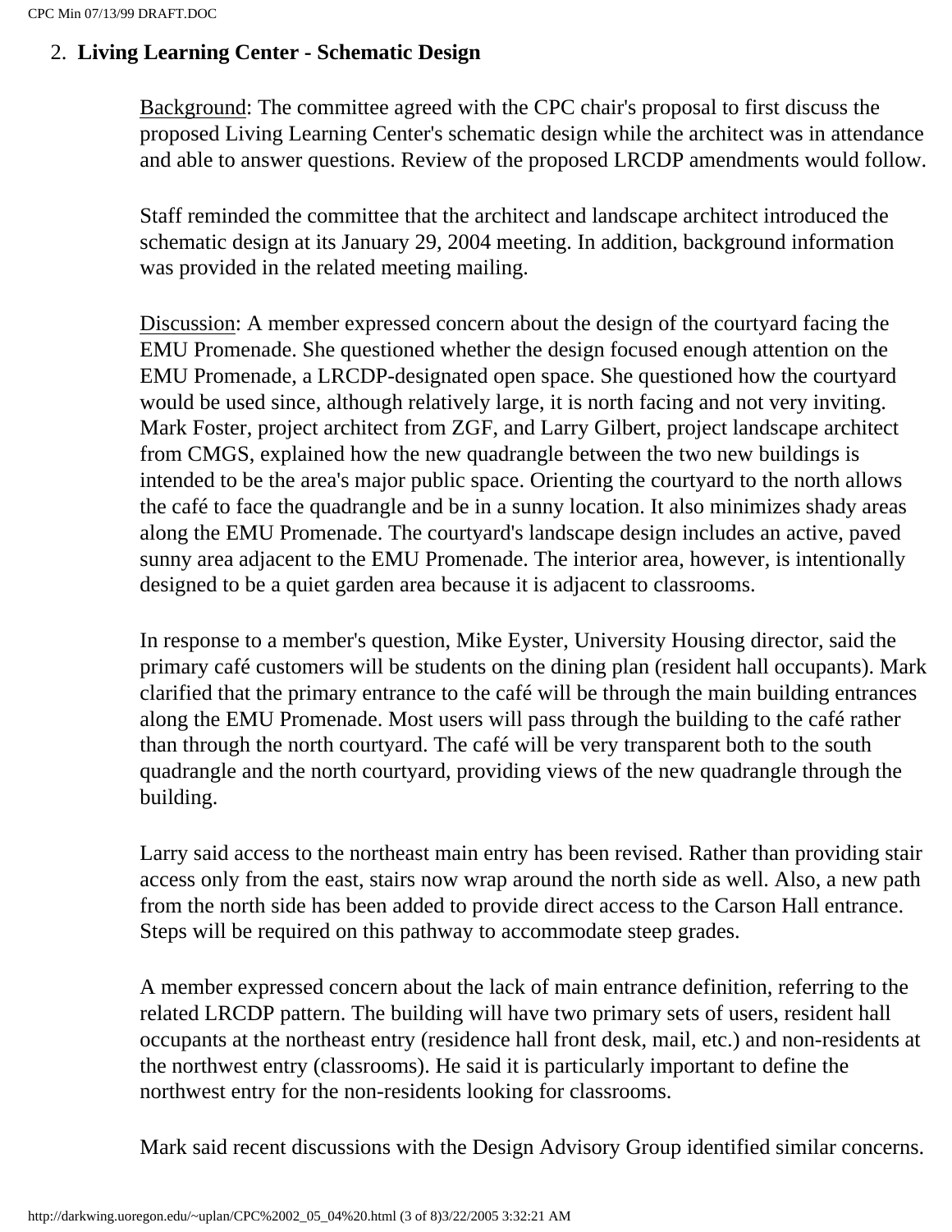## 2. Living Learning Center - Schematic Design

Background: The committee agreed with the CPC chair's proposal to first discuss the proposed Living Learning Center's schematic design while the architect was in attendance and able to answer questions. Review of the proposed LRCDP amendments would follow.

Staff reminded the committee that the architect and landscape architect introduced the schematic design at its January 29, 2004 meeting. In addition, background information was provided in the related meeting mailing.

Discussion: A member expressed concern about the design of the courtyard facing the EMU Promenade. She questioned whether the design focused enough attention on the EMU Promenade, a LRCDP-designated open space. She questioned how the courtyard would be used since, although relatively large, it is north facing and not very inviting. Mark Foster, project architect from ZGF, and Larry Gilbert, project landscape architect from CMGS, explained how the new quadrangle between the two new buildings is intended to be the area's major public space. Orienting the courtyard to the north allows the café to face the quadrangle and be in a sunny location. It also minimizes shady areas along the EMU Promenade. The courtyard's landscape design includes an active, paved sunny area adjacent to the EMU Promenade. The interior area, however, is intentionally designed to be a quiet garden area because it is adjacent to classrooms.

In response to a member's question, Mike Eyster, University Housing director, said the primary café customers will be students on the dining plan (resident hall occupants). Mark clarified that the primary entrance to the café will be through the main building entrances along the EMU Promenade. Most users will pass through the building to the café rather than through the north courtyard. The café will be very transparent both to the south quadrangle and the north courtyard, providing views of the new quadrangle through the building.

Larry said access to the northeast main entry has been revised. Rather than providing stair access only from the east, stairs now wrap around the north side as well. Also, a new path from the north side has been added to provide direct access to the Carson Hall entrance. Steps will be required on this pathway to accommodate steep grades.

A member expressed concern about the lack of main entrance definition, referring to the related LRCDP pattern. The building will have two primary sets of users, resident hall occupants at the northeast entry (residence hall front desk, mail, etc.) and non-residents at the northwest entry (classrooms). He said it is particularly important to define the northwest entry for the non-residents looking for classrooms.

Mark said recent discussions with the Design Advisory Group identified similar concerns.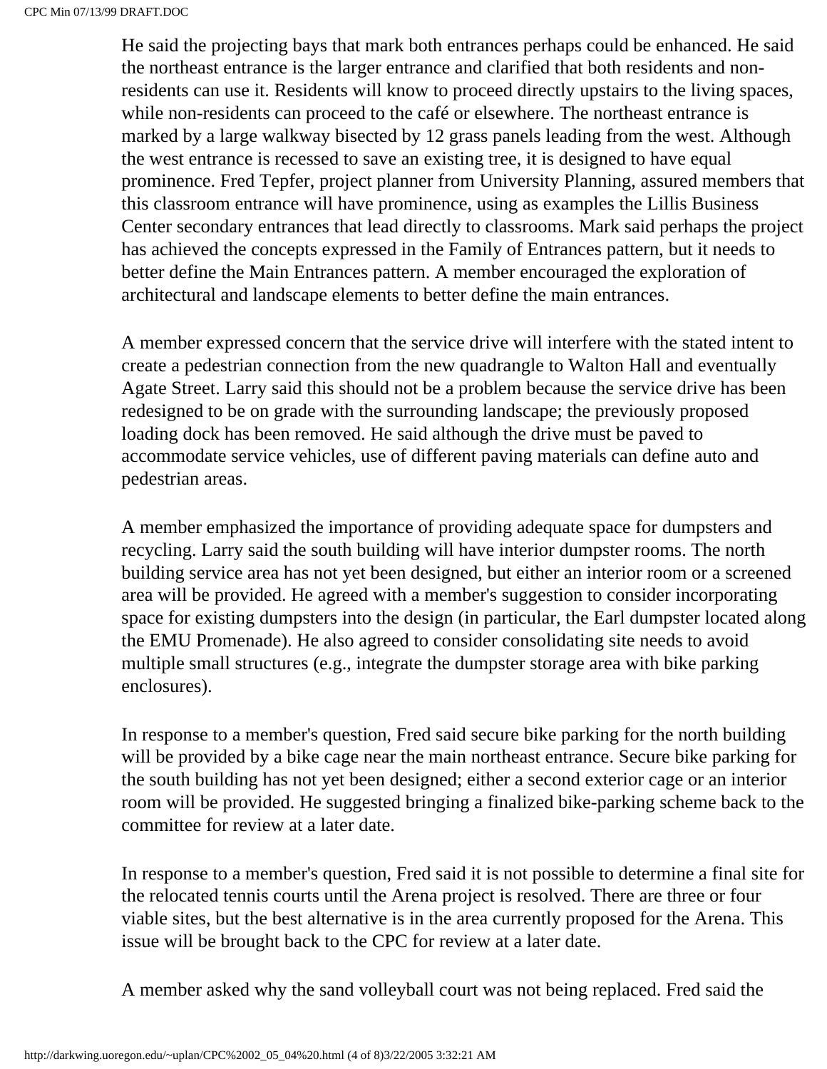He said the projecting bays that mark both entrances perhaps could be enhanced. He said the northeast entrance is the larger entrance and clarified that both residents and non-residents can use it. Residents will know to proceed directly upstairs to the living spaces, while non-residents can proceed to the café or elsewhere. The northeast entrance is marked by a large walkway bisected by 12 grass panels leading from the west. Although the west entrance is recessed to save an existing tree, it is designed to have equal prominence. Fred Tepfer, project planner from University Planning, assured members that this classroom entrance will have prominence, using as examples the Lillis Business Center secondary entrances that lead directly to classrooms. Mark said perhaps the project has achieved the concepts expressed in the Family of Entrances pattern, but it needs to better define the Main Entrances pattern. A member encouraged the exploration of architectural and landscape elements to better define the main entrances.

A member expressed concern that the service drive will interfere with the stated intent to create a pedestrian connection from the new quadrangle to Walton Hall and eventually Agate Street. Larry said this should not be a problem because the service drive has been redesigned to be on grade with the surrounding landscape; the previously proposed loading dock has been removed. He said although the drive must be paved to accommodate service vehicles, use of different paving materials can define auto and pedestrian areas.

A member emphasized the importance of providing adequate space for dumpsters and recycling. Larry said the south building will have interior dumpster rooms. The north building service area has not yet been designed, but either an interior room or a screened area will be provided. He agreed with a member's suggestion to consider incorporating space for existing dumpsters into the design (in particular, the Earl dumpster located along the EMU Promenade). He also agreed to consider consolidating site needs to avoid multiple small structures (e.g., integrate the dumpster storage area with bike parking enclosures).

In response to a member's question, Fred said secure bike parking for the north building will be provided by a bike cage near the main northeast entrance. Secure bike parking for the south building has not yet been designed; either a second exterior cage or an interior room will be provided. He suggested bringing a finalized bike-parking scheme back to the committee for review at a later date.

In response to a member's question, Fred said it is not possible to determine a final site for the relocated tennis courts until the Arena project is resolved. There are three or four viable sites, but the best alternative is in the area currently proposed for the Arena. This issue will be brought back to the CPC for review at a later date.

A member asked why the sand volleyball court was not being replaced. Fred said the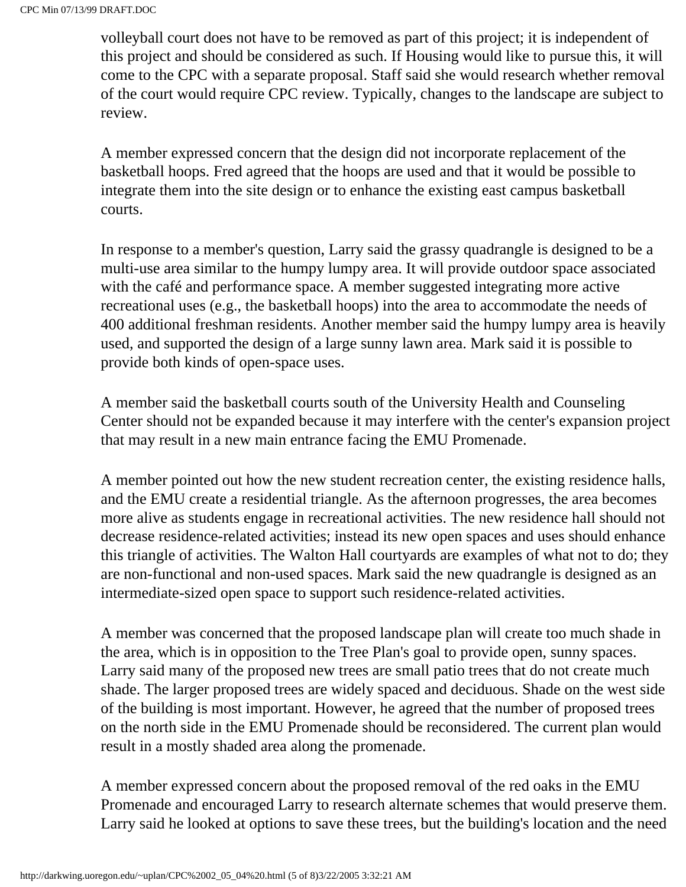volleyball court does not have to be removed as part of this project; it is independent of this project and should be considered as such. If Housing would like to pursue this, it will come to the CPC with a separate proposal. Staff said she would research whether removal of the court would require CPC review. Typically, changes to the landscape are subject to review.

A member expressed concern that the design did not incorporate replacement of the basketball hoops. Fred agreed that the hoops are used and that it would be possible to integrate them into the site design or to enhance the existing east campus basketball courts.

In response to a member's question, Larry said the grassy quadrangle is designed to be a multi-use area similar to the humpy lumpy area. It will provide outdoor space associated with the café and performance space. A member suggested integrating more active recreational uses (e.g., the basketball hoops) into the area to accommodate the needs of 400 additional freshman residents. Another member said the humpy lumpy area is heavily used, and supported the design of a large sunny lawn area. Mark said it is possible to provide both kinds of open-space uses.

A member said the basketball courts south of the University Health and Counseling Center should not be expanded because it may interfere with the center's expansion project that may result in a new main entrance facing the EMU Promenade.

A member pointed out how the new student recreation center, the existing residence halls, and the EMU create a residential triangle. As the afternoon progresses, the area becomes more alive as students engage in recreational activities. The new residence hall should not decrease residence-related activities; instead its new open spaces and uses should enhance this triangle of activities. The Walton Hall courtyards are examples of what not to do; they are non-functional and non-used spaces. Mark said the new quadrangle is designed as an intermediate-sized open space to support such residence-related activities.

A member was concerned that the proposed landscape plan will create too much shade in the area, which is in opposition to the Tree Plan's goal to provide open, sunny spaces. Larry said many of the proposed new trees are small patio trees that do not create much shade. The larger proposed trees are widely spaced and deciduous. Shade on the west side of the building is most important. However, he agreed that the number of proposed trees on the north side in the EMU Promenade should be reconsidered. The current plan would result in a mostly shaded area along the promenade.

A member expressed concern about the proposed removal of the red oaks in the EMU Promenade and encouraged Larry to research alternate schemes that would preserve them. Larry said he looked at options to save these trees, but the building's location and the need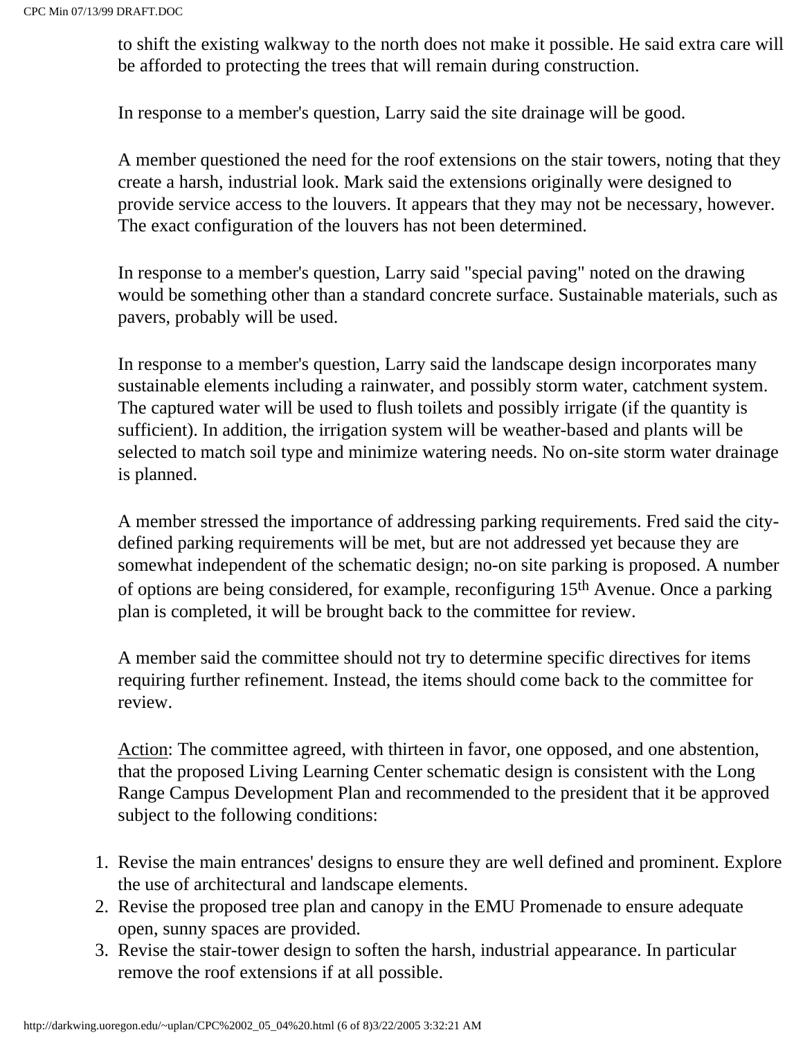to shift the existing walkway to the north does not make it possible. He said extra care will be afforded to protecting the trees that will remain during construction.

In response to a member's question, Larry said the site drainage will be good.

A member questioned the need for the roof extensions on the stair towers, noting that they create a harsh, industrial look. Mark said the extensions originally were designed to provide service access to the louvers. It appears that they may not be necessary, however. The exact configuration of the louvers has not been determined.

In response to a member's question, Larry said "special paving" noted on the drawing would be something other than a standard concrete surface. Sustainable materials, such as pavers, probably will be used.

In response to a member's question, Larry said the landscape design incorporates many sustainable elements including a rainwater, and possibly storm water, catchment system. The captured water will be used to flush toilets and possibly irrigate (if the quantity is sufficient). In addition, the irrigation system will be weather-based and plants will be selected to match soil type and minimize watering needs. No on-site storm water drainage is planned.

A member stressed the importance of addressing parking requirements. Fred said the city-defined parking requirements will be met, but are not addressed yet because they are somewhat independent of the schematic design; no-on site parking is proposed. A number of options are being considered, for example, reconfiguring 15th Avenue. Once a parking plan is completed, it will be brought back to the committee for review.

A member said the committee should not try to determine specific directives for items requiring further refinement. Instead, the items should come back to the committee for review.

Action: The committee agreed, with thirteen in favor, one opposed, and one abstention, that the proposed Living Learning Center schematic design is consistent with the Long Range Campus Development Plan and recommended to the president that it be approved subject to the following conditions:

1. Revise the main entrances' designs to ensure they are well defined and prominent. Explore the use of architectural and landscape elements.
2. Revise the proposed tree plan and canopy in the EMU Promenade to ensure adequate open, sunny spaces are provided.
3. Revise the stair-tower design to soften the harsh, industrial appearance. In particular remove the roof extensions if at all possible.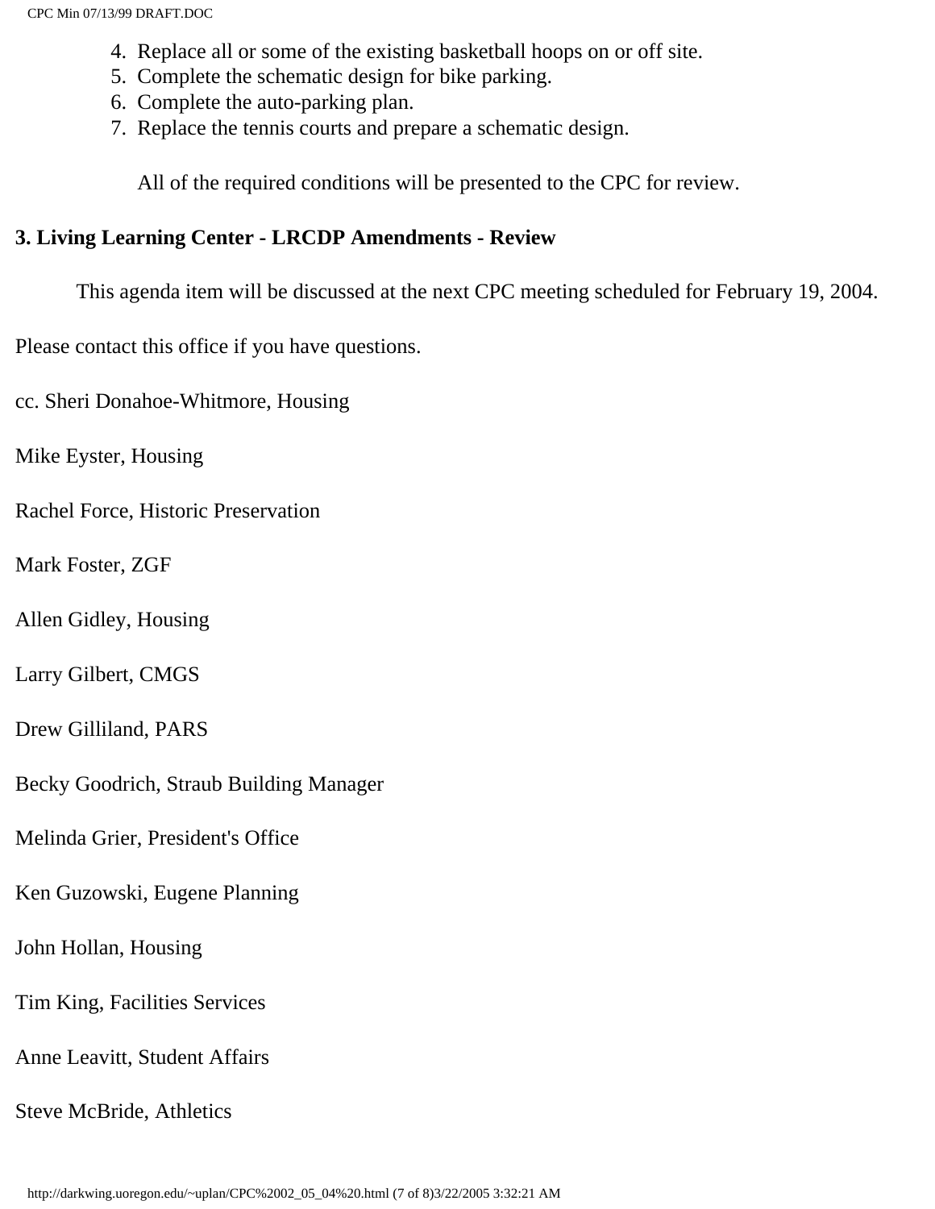4. Replace all or some of the existing basketball hoops on or off site.
5. Complete the schematic design for bike parking.
6. Complete the auto-parking plan.
7. Replace the tennis courts and prepare a schematic design.

   All of the required conditions will be presented to the CPC for review.

**3. Living Learning Center - LRCDP Amendments - Review**

This agenda item will be discussed at the next CPC meeting scheduled for February 19, 2004.

Please contact this office if you have questions.

cc. Sheri Donahoe-Whitmore, Housing

Mike Eyster, Housing

Rachel Force, Historic Preservation

Mark Foster, ZGF

Allen Gidley, Housing

Larry Gilbert, CMGS

Drew Gilliland, PARS

Becky Goodrich, Straub Building Manager

Melinda Grier, President's Office

Ken Guzowski, Eugene Planning

John Hollan, Housing

Tim King, Facilities Services

Anne Leavitt, Student Affairs

Steve McBride, Athletics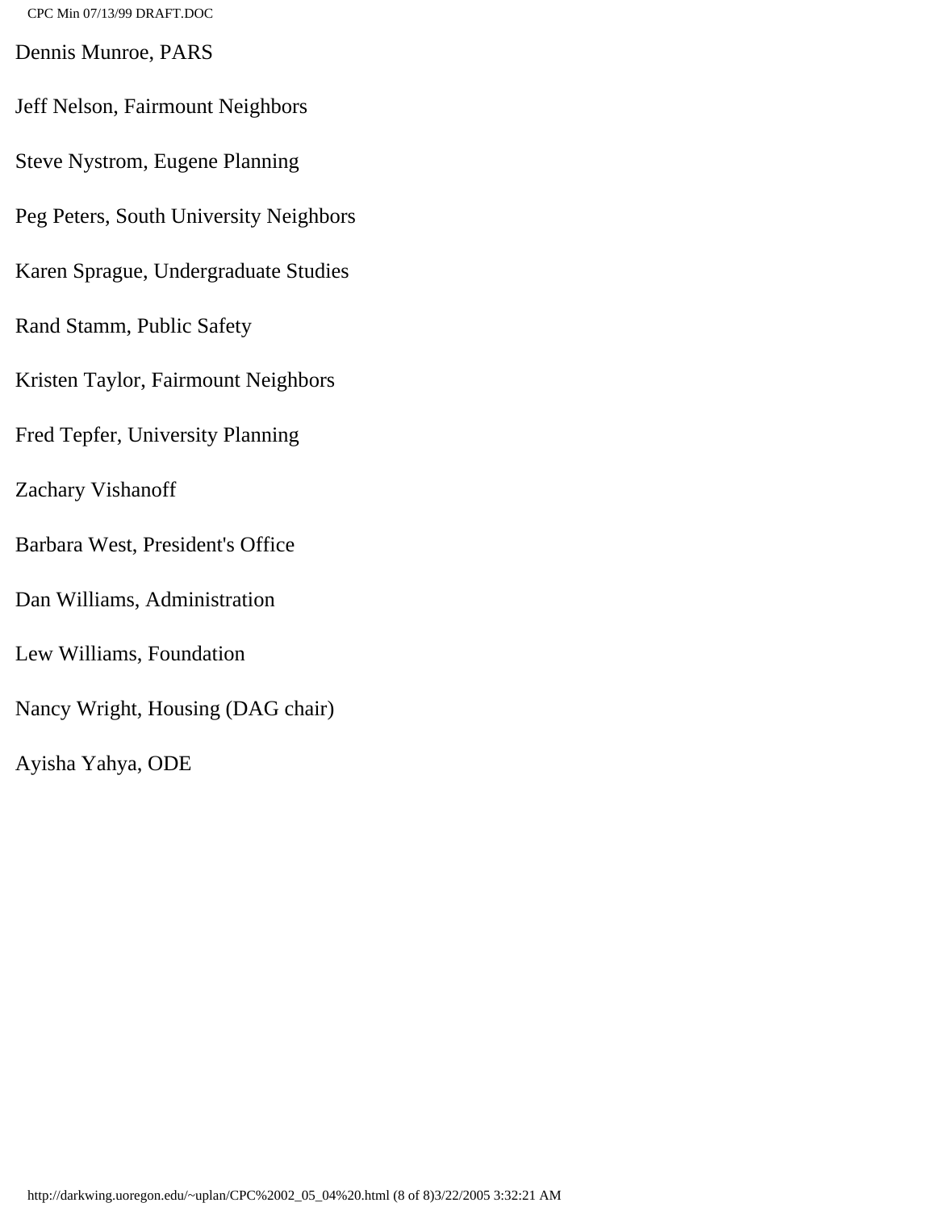Dennis Munroe, PARS

Jeff Nelson, Fairmount Neighbors

Steve Nystrom, Eugene Planning

Peg Peters, South University Neighbors

Karen Sprague, Undergraduate Studies

Rand Stamm, Public Safety

Kristen Taylor, Fairmount Neighbors

Fred Tepfer, University Planning

Zachary Vishanoff

Barbara West, President's Office

Dan Williams, Administration

Lew Williams, Foundation

Nancy Wright, Housing (DAG chair)

Ayisha Yahya, ODE